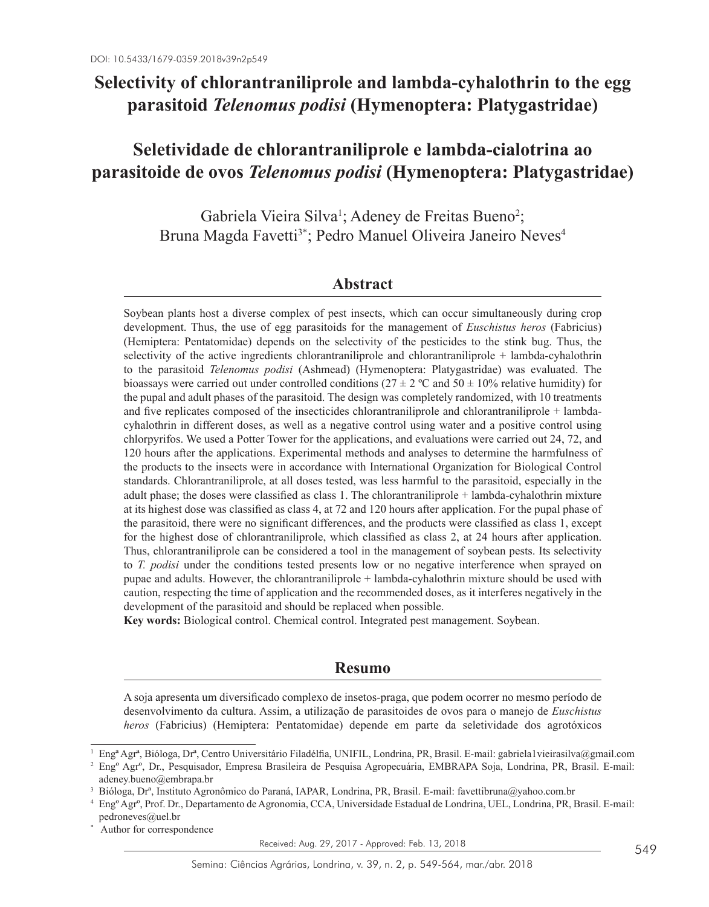DOI: 10.5433/1679-0359.2018v39n2p549

# Selectivity of chlorantraniliprole and lambda-cyhalothrin to the egg parasitoid *Telenomus podisi* (Hymenoptera: Platygastridae)

# Seletividade de chlorantraniliprole e lambda-cialotrina ao parasitoide de ovos *Telenomus podisi* (Hymenoptera: Platygastridae)

Gabriela Vieira Silva[1]; Adeney de Freitas Bueno[2]; Bruna Magda Favetti[3*]; Pedro Manuel Oliveira Janeiro Neves[4]

## Abstract

Soybean plants host a diverse complex of pest insects, which can occur simultaneously during crop development. Thus, the use of egg parasitoids for the management of *Euschistus heros* (Fabricius) (Hemiptera: Pentatomidae) depends on the selectivity of the pesticides to the stink bug. Thus, the selectivity of the active ingredients chlorantraniliprole and chlorantraniliprole + lambda-cyhalothrin to the parasitoid *Telenomus podisi* (Ashmead) (Hymenoptera: Platygastridae) was evaluated. The bioassays were carried out under controlled conditions (27 ± 2 ºC and 50 ± 10% relative humidity) for the pupal and adult phases of the parasitoid. The design was completely randomized, with 10 treatments and five replicates composed of the insecticides chlorantraniliprole and chlorantraniliprole + lambda-cyhalothrin in different doses, as well as a negative control using water and a positive control using chlorpyrifos. We used a Potter Tower for the applications, and evaluations were carried out 24, 72, and 120 hours after the applications. Experimental methods and analyses to determine the harmfulness of the products to the insects were in accordance with International Organization for Biological Control standards. Chlorantraniliprole, at all doses tested, was less harmful to the parasitoid, especially in the adult phase; the doses were classified as class 1. The chlorantraniliprole + lambda-cyhalothrin mixture at its highest dose was classified as class 4, at 72 and 120 hours after application. For the pupal phase of the parasitoid, there were no significant differences, and the products were classified as class 1, except for the highest dose of chlorantraniliprole, which classified as class 2, at 24 hours after application. Thus, chlorantraniliprole can be considered a tool in the management of soybean pests. Its selectivity to *T. podisi* under the conditions tested presents low or no negative interference when sprayed on pupae and adults. However, the chlorantraniliprole + lambda-cyhalothrin mixture should be used with caution, respecting the time of application and the recommended doses, as it interferes negatively in the development of the parasitoid and should be replaced when possible.

**Key words:** Biological control. Chemical control. Integrated pest management. Soybean.

## Resumo

A soja apresenta um diversificado complexo de insetos-praga, que podem ocorrer no mesmo período de desenvolvimento da cultura. Assim, a utilização de parasitoides de ovos para o manejo de *Euschistus heros* (Fabricius) (Hemiptera: Pentatomidae) depende em parte da seletividade dos agrotóxicos

---

[1] Engª Agrª, Bióloga, Drª, Centro Universitário Filadélfia, UNIFIL, Londrina, PR, Brasil. E-mail: gabriela1vieirasilva@gmail.com

[2] Engº Agrº, Dr., Pesquisador, Empresa Brasileira de Pesquisa Agropecuária, EMBRAPA Soja, Londrina, PR, Brasil. E-mail: adeney.bueno@embrapa.br

[3] Bióloga, Drª, Instituto Agronômico do Paraná, IAPAR, Londrina, PR, Brasil. E-mail: favettibruna@yahoo.com.br

[4] Engº Agrº, Prof. Dr., Departamento de Agronomia, CCA, Universidade Estadual de Londrina, UEL, Londrina, PR, Brasil. E-mail: pedroneves@uel.br

[*] Author for correspondence

Received: Aug. 29, 2017 - Approved: Feb. 13, 2018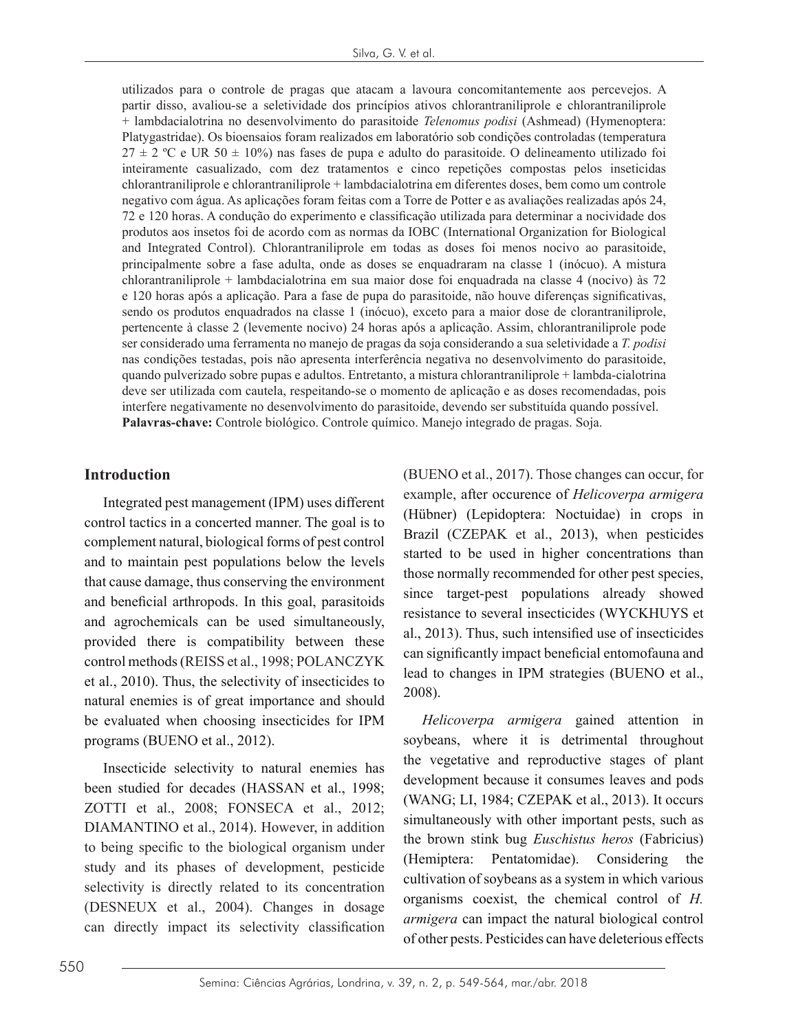utilizados para o controle de pragas que atacam a lavoura concomitantemente aos percevejos. A partir disso, avaliou-se a seletividade dos princípios ativos chlorantraniliprole e chlorantraniliprole + lambdacialotrina no desenvolvimento do parasitoide *Telenomus podisi* (Ashmead) (Hymenoptera: Platygastridae). Os bioensaios foram realizados em laboratório sob condições controladas (temperatura 27 ± 2 ºC e UR 50 ± 10%) nas fases de pupa e adulto do parasitoide. O delineamento utilizado foi inteiramente casualizado, com dez tratamentos e cinco repetições compostas pelos inseticidas chlorantraniliprole e chlorantraniliprole + lambdacialotrina em diferentes doses, bem como um controle negativo com água. As aplicações foram feitas com a Torre de Potter e as avaliações realizadas após 24, 72 e 120 horas. A condução do experimento e classificação utilizada para determinar a nocividade dos produtos aos insetos foi de acordo com as normas da IOBC (International Organization for Biological and Integrated Control). Chlorantraniliprole em todas as doses foi menos nocivo ao parasitoide, principalmente sobre a fase adulta, onde as doses se enquadraram na classe 1 (inócuo). A mistura chlorantraniliprole + lambdacialotrina em sua maior dose foi enquadrada na classe 4 (nocivo) às 72 e 120 horas após a aplicação. Para a fase de pupa do parasitoide, não houve diferenças significativas, sendo os produtos enquadrados na classe 1 (inócuo), exceto para a maior dose de clorantraniliprole, pertencente à classe 2 (levemente nocivo) 24 horas após a aplicação. Assim, chlorantraniliprole pode ser considerado uma ferramenta no manejo de pragas da soja considerando a sua seletividade a *T. podisi* nas condições testadas, pois não apresenta interferência negativa no desenvolvimento do parasitoide, quando pulverizado sobre pupas e adultos. Entretanto, a mistura chlorantraniliprole + lambda-cialotrina deve ser utilizada com cautela, respeitando-se o momento de aplicação e as doses recomendadas, pois interfere negativamente no desenvolvimento do parasitoide, devendo ser substituída quando possível.

**Palavras-chave:** Controle biológico. Controle químico. Manejo integrado de pragas. Soja.

## Introduction

Integrated pest management (IPM) uses different control tactics in a concerted manner. The goal is to complement natural, biological forms of pest control and to maintain pest populations below the levels that cause damage, thus conserving the environment and beneficial arthropods. In this goal, parasitoids and agrochemicals can be used simultaneously, provided there is compatibility between these control methods (REISS et al., 1998; POLANCZYK et al., 2010). Thus, the selectivity of insecticides to natural enemies is of great importance and should be evaluated when choosing insecticides for IPM programs (BUENO et al., 2012).

Insecticide selectivity to natural enemies has been studied for decades (HASSAN et al., 1998; ZOTTI et al., 2008; FONSECA et al., 2012; DIAMANTINO et al., 2014). However, in addition to being specific to the biological organism under study and its phases of development, pesticide selectivity is directly related to its concentration (DESNEUX et al., 2004). Changes in dosage can directly impact its selectivity classification (BUENO et al., 2017). Those changes can occur, for example, after occurence of *Helicoverpa armigera* (Hübner) (Lepidoptera: Noctuidae) in crops in Brazil (CZEPAK et al., 2013), when pesticides started to be used in higher concentrations than those normally recommended for other pest species, since target-pest populations already showed resistance to several insecticides (WYCKHUYS et al., 2013). Thus, such intensified use of insecticides can significantly impact beneficial entomofauna and lead to changes in IPM strategies (BUENO et al., 2008).

*Helicoverpa armigera* gained attention in soybeans, where it is detrimental throughout the vegetative and reproductive stages of plant development because it consumes leaves and pods (WANG; LI, 1984; CZEPAK et al., 2013). It occurs simultaneously with other important pests, such as the brown stink bug *Euschistus heros* (Fabricius) (Hemiptera: Pentatomidae). Considering the cultivation of soybeans as a system in which various organisms coexist, the chemical control of *H. armigera* can impact the natural biological control of other pests. Pesticides can have deleterious effects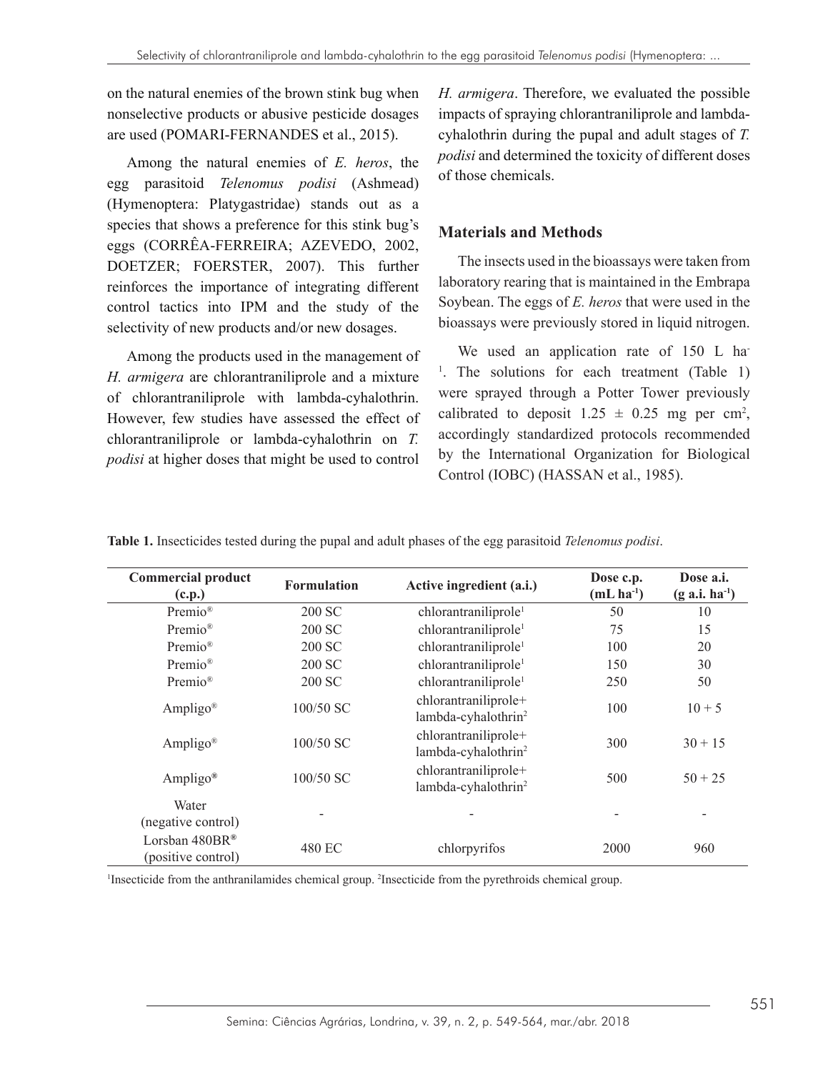on the natural enemies of the brown stink bug when nonselective products or abusive pesticide dosages are used (POMARI-FERNANDES et al., 2015).

Among the natural enemies of *E. heros*, the egg parasitoid *Telenomus podisi* (Ashmead) (Hymenoptera: Platygastridae) stands out as a species that shows a preference for this stink bug's eggs (CORRÊA-FERREIRA; AZEVEDO, 2002, DOETZER; FOERSTER, 2007). This further reinforces the importance of integrating different control tactics into IPM and the study of the selectivity of new products and/or new dosages.

Among the products used in the management of *H. armigera* are chlorantraniliprole and a mixture of chlorantraniliprole with lambda-cyhalothrin. However, few studies have assessed the effect of chlorantraniliprole or lambda-cyhalothrin on *T. podisi* at higher doses that might be used to control *H. armigera*. Therefore, we evaluated the possible impacts of spraying chlorantraniliprole and lambda-cyhalothrin during the pupal and adult stages of *T. podisi* and determined the toxicity of different doses of those chemicals.

## Materials and Methods

The insects used in the bioassays were taken from laboratory rearing that is maintained in the Embrapa Soybean. The eggs of *E. heros* that were used in the bioassays were previously stored in liquid nitrogen.

We used an application rate of 150 L $ha^{-1}$. The solutions for each treatment (Table 1) were sprayed through a Potter Tower previously calibrated to deposit 1.25 ± 0.25 mg per $cm^2$, accordingly standardized protocols recommended by the International Organization for Biological Control (IOBC) (HASSAN et al., 1985).

**Table 1.** Insecticides tested during the pupal and adult phases of the egg parasitoid *Telenomus podisi*.

| Commercial product (c.p.) | Formulation | Active ingredient (a.i.) | Dose c.p. (mL $ha^{-1}$) | Dose a.i. (g a.i. $ha^{-1}$) |
|---|---|---|---|---|
| Premio® | 200 SC | chlorantraniliprole[1] | 50 | 10 |
| Premio® | 200 SC | chlorantraniliprole[1] | 75 | 15 |
| Premio® | 200 SC | chlorantraniliprole[1] | 100 | 20 |
| Premio® | 200 SC | chlorantraniliprole[1] | 150 | 30 |
| Premio® | 200 SC | chlorantraniliprole[1] | 250 | 50 |
| Ampligo® | 100/50 SC | chlorantraniliprole+ lambda-cyhalothrin[2] | 100 | 10 + 5 |
| Ampligo® | 100/50 SC | chlorantraniliprole+ lambda-cyhalothrin[2] | 300 | 30 + 15 |
| Ampligo® | 100/50 SC | chlorantraniliprole+ lambda-cyhalothrin[2] | 500 | 50 + 25 |
| Water (negative control) | - | - | - | - |
| Lorsban 480BR® (positive control) | 480 EC | chlorpyrifos | 2000 | 960 |

[1]Insecticide from the anthranilamides chemical group. [2]Insecticide from the pyrethroids chemical group.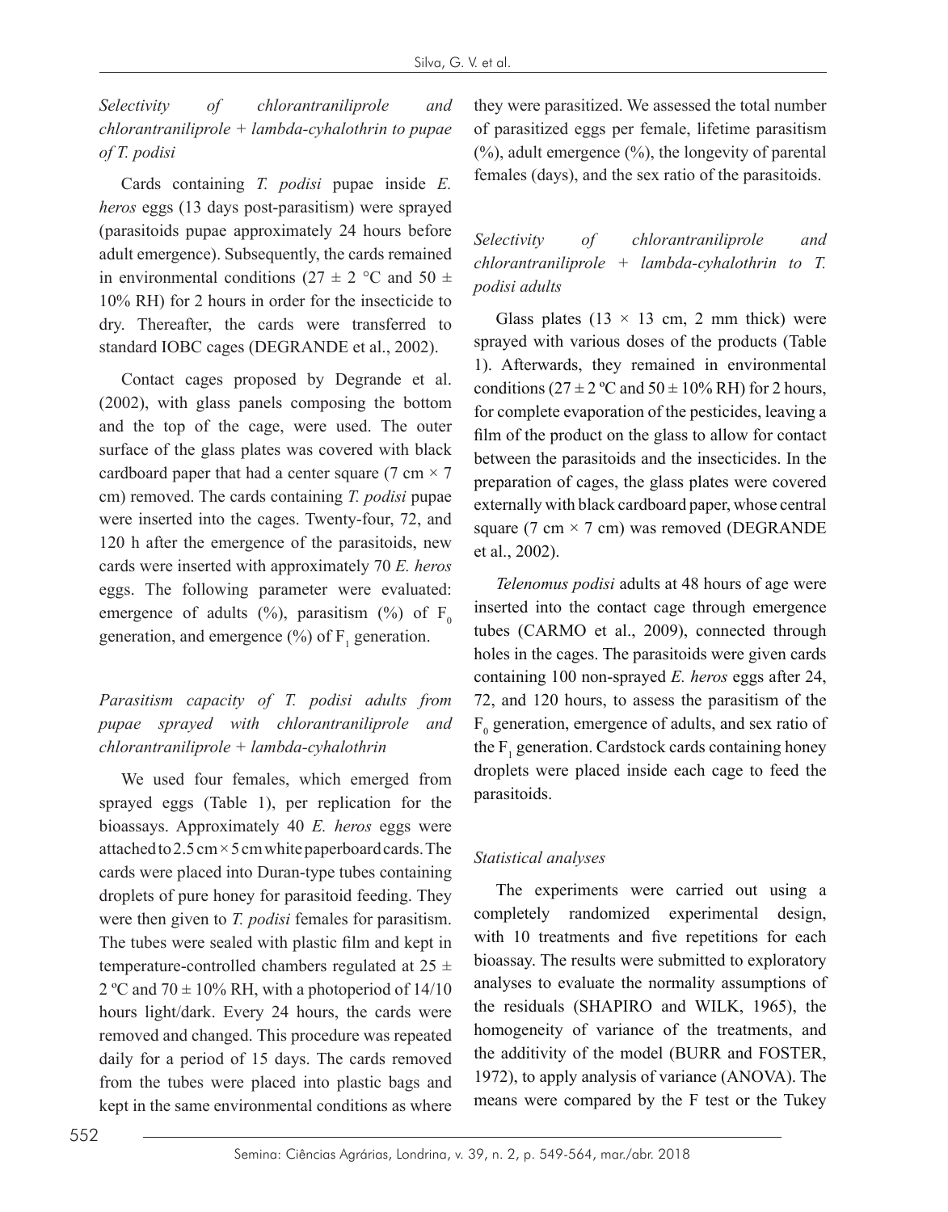*Selectivity of chlorantraniliprole and chlorantraniliprole + lambda-cyhalothrin to pupae of T. podisi*

Cards containing *T. podisi* pupae inside *E. heros* eggs (13 days post-parasitism) were sprayed (parasitoids pupae approximately 24 hours before adult emergence). Subsequently, the cards remained in environmental conditions (27 ± 2 °C and 50 ± 10% RH) for 2 hours in order for the insecticide to dry. Thereafter, the cards were transferred to standard IOBC cages (DEGRANDE et al., 2002).

Contact cages proposed by Degrande et al. (2002), with glass panels composing the bottom and the top of the cage, were used. The outer surface of the glass plates was covered with black cardboard paper that had a center square (7 cm × 7 cm) removed. The cards containing *T. podisi* pupae were inserted into the cages. Twenty-four, 72, and 120 h after the emergence of the parasitoids, new cards were inserted with approximately 70 *E. heros* eggs. The following parameter were evaluated: emergence of adults (%), parasitism (%) of $F_0$ generation, and emergence (%) of $F_1$ generation.

*Parasitism capacity of T. podisi adults from pupae sprayed with chlorantraniliprole and chlorantraniliprole + lambda-cyhalothrin*

We used four females, which emerged from sprayed eggs (Table 1), per replication for the bioassays. Approximately 40 *E. heros* eggs were attached to 2.5 cm × 5 cm white paperboard cards. The cards were placed into Duran-type tubes containing droplets of pure honey for parasitoid feeding. They were then given to *T. podisi* females for parasitism. The tubes were sealed with plastic film and kept in temperature-controlled chambers regulated at 25 ± 2 ºC and 70 ± 10% RH, with a photoperiod of 14/10 hours light/dark. Every 24 hours, the cards were removed and changed. This procedure was repeated daily for a period of 15 days. The cards removed from the tubes were placed into plastic bags and kept in the same environmental conditions as where they were parasitized. We assessed the total number of parasitized eggs per female, lifetime parasitism (%), adult emergence (%), the longevity of parental females (days), and the sex ratio of the parasitoids.

*Selectivity of chlorantraniliprole and chlorantraniliprole + lambda-cyhalothrin to T. podisi adults*

Glass plates (13 × 13 cm, 2 mm thick) were sprayed with various doses of the products (Table 1). Afterwards, they remained in environmental conditions (27 ± 2 ºC and 50 ± 10% RH) for 2 hours, for complete evaporation of the pesticides, leaving a film of the product on the glass to allow for contact between the parasitoids and the insecticides. In the preparation of cages, the glass plates were covered externally with black cardboard paper, whose central square (7 cm × 7 cm) was removed (DEGRANDE et al., 2002).

*Telenomus podisi* adults at 48 hours of age were inserted into the contact cage through emergence tubes (CARMO et al., 2009), connected through holes in the cages. The parasitoids were given cards containing 100 non-sprayed *E. heros* eggs after 24, 72, and 120 hours, to assess the parasitism of the $F_0$ generation, emergence of adults, and sex ratio of the $F_1$ generation. Cardstock cards containing honey droplets were placed inside each cage to feed the parasitoids.

*Statistical analyses*

The experiments were carried out using a completely randomized experimental design, with 10 treatments and five repetitions for each bioassay. The results were submitted to exploratory analyses to evaluate the normality assumptions of the residuals (SHAPIRO and WILK, 1965), the homogeneity of variance of the treatments, and the additivity of the model (BURR and FOSTER, 1972), to apply analysis of variance (ANOVA). The means were compared by the F test or the Tukey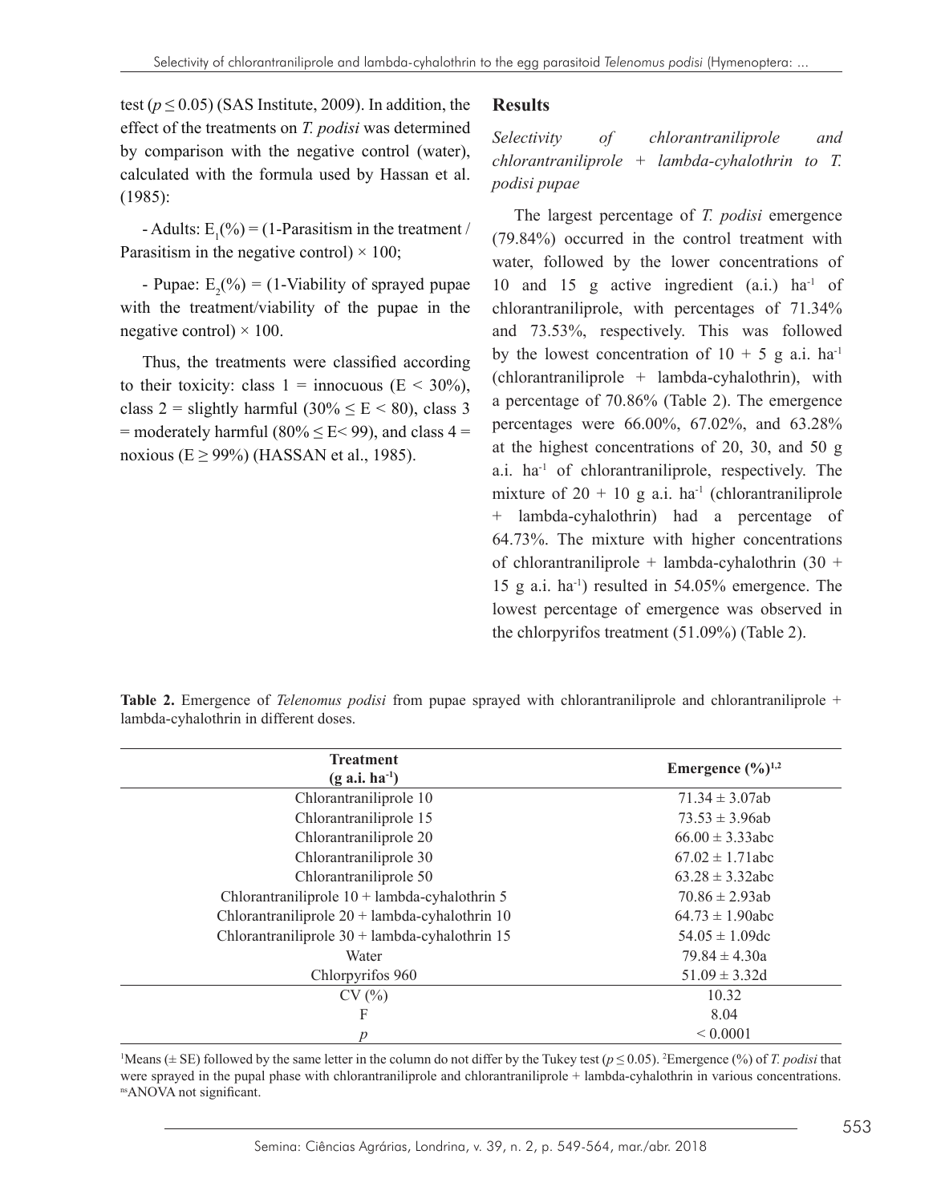test ($p \leq 0.05$) (SAS Institute, 2009). In addition, the effect of the treatments on *T. podisi* was determined by comparison with the negative control (water), calculated with the formula used by Hassan et al. (1985):

- Adults: $E_1(\%) = (1\text{-Parasitism in the treatment} / \text{Parasitism in the negative control}) \times 100$;

- Pupae: $E_2(\%) = (1\text{-Viability of sprayed pupae with the treatment/viability of the pupae in the negative control}) \times 100$.

Thus, the treatments were classified according to their toxicity: class 1 = innocuous ($E < 30\%$), class 2 = slightly harmful ($30\% \leq E < 80$), class 3 = moderately harmful ($80\% \leq E < 99$), and class 4 = noxious ($E \geq 99\%$) (HASSAN et al., 1985).

## Results

### *Selectivity of chlorantraniliprole and chlorantraniliprole + lambda-cyhalothrin to T. podisi pupae*

The largest percentage of *T. podisi* emergence (79.84%) occurred in the control treatment with water, followed by the lower concentrations of 10 and 15 g active ingredient (a.i.) $ha^{-1}$ of chlorantraniliprole, with percentages of 71.34% and 73.53%, respectively. This was followed by the lowest concentration of 10 + 5 g a.i. $ha^{-1}$ (chlorantraniliprole + lambda-cyhalothrin), with a percentage of 70.86% (Table 2). The emergence percentages were 66.00%, 67.02%, and 63.28% at the highest concentrations of 20, 30, and 50 g a.i. $ha^{-1}$ of chlorantraniliprole, respectively. The mixture of 20 + 10 g a.i. $ha^{-1}$ (chlorantraniliprole + lambda-cyhalothrin) had a percentage of 64.73%. The mixture with higher concentrations of chlorantraniliprole + lambda-cyhalothrin (30 + 15 g a.i. $ha^{-1}$) resulted in 54.05% emergence. The lowest percentage of emergence was observed in the chlorpyrifos treatment (51.09%) (Table 2).

**Table 2.** Emergence of *Telenomus podisi* from pupae sprayed with chlorantraniliprole and chlorantraniliprole + lambda-cyhalothrin in different doses.

| Treatment (g a.i. $ha^{-1}$) | Emergence (%)[1,2] |
|---|---|
| Chlorantraniliprole 10 | 71.34 ± 3.07ab |
| Chlorantraniliprole 15 | 73.53 ± 3.96ab |
| Chlorantraniliprole 20 | 66.00 ± 3.33abc |
| Chlorantraniliprole 30 | 67.02 ± 1.71abc |
| Chlorantraniliprole 50 | 63.28 ± 3.32abc |
| Chlorantraniliprole 10 + lambda-cyhalothrin 5 | 70.86 ± 2.93ab |
| Chlorantraniliprole 20 + lambda-cyhalothrin 10 | 64.73 ± 1.90abc |
| Chlorantraniliprole 30 + lambda-cyhalothrin 15 | 54.05 ± 1.09dc |
| Water | 79.84 ± 4.30a |
| Chlorpyrifos 960 | 51.09 ± 3.32d |
| CV (%) | 10.32 |
| F | 8.04 |
| *p* | < 0.0001 |

[1]Means (± SE) followed by the same letter in the column do not differ by the Tukey test ($p \leq 0.05$). [2]Emergence (%) of *T. podisi* that were sprayed in the pupal phase with chlorantraniliprole and chlorantraniliprole + lambda-cyhalothrin in various concentrations. [ns]ANOVA not significant.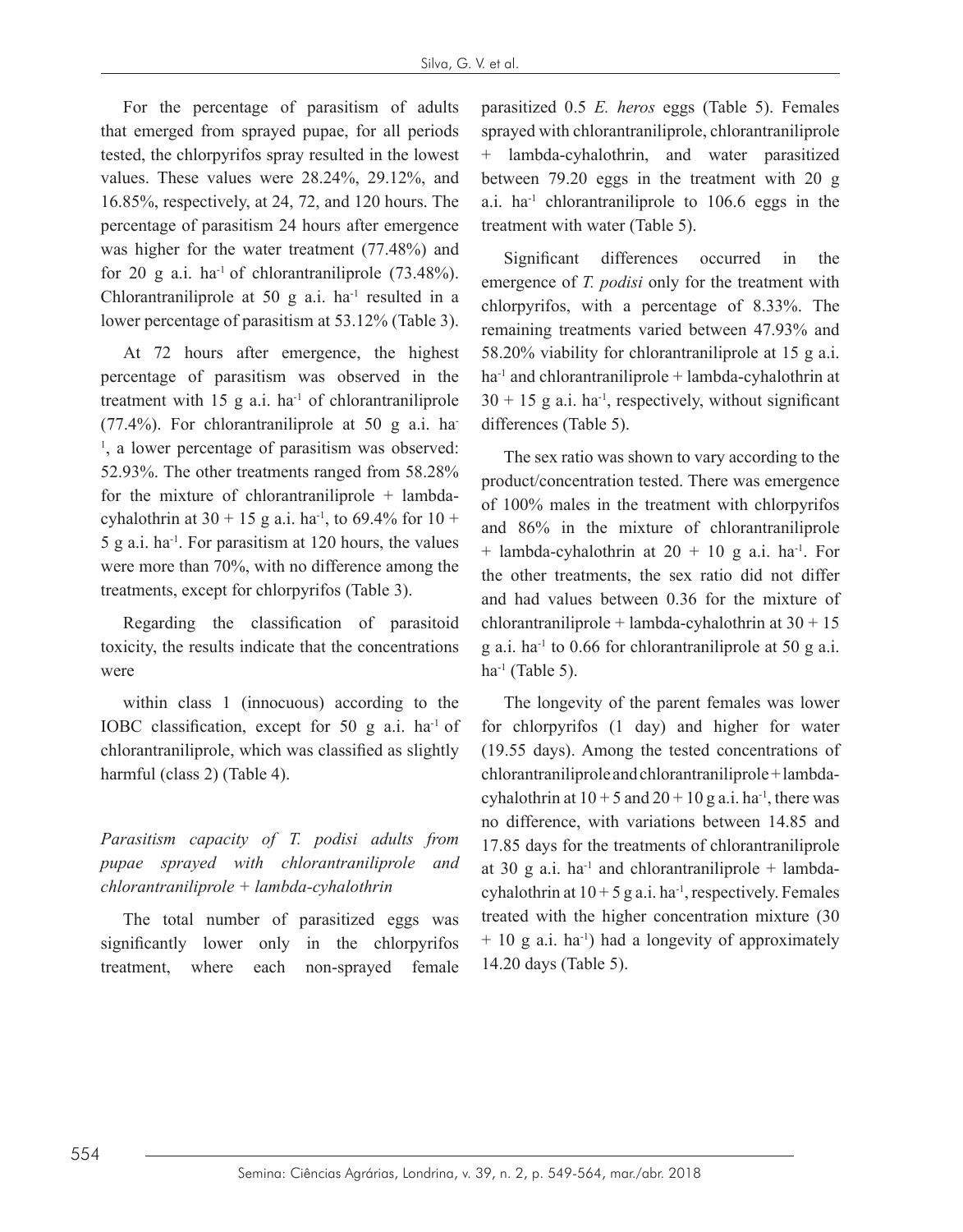For the percentage of parasitism of adults that emerged from sprayed pupae, for all periods tested, the chlorpyrifos spray resulted in the lowest values. These values were 28.24%, 29.12%, and 16.85%, respectively, at 24, 72, and 120 hours. The percentage of parasitism 24 hours after emergence was higher for the water treatment (77.48%) and for 20 g a.i. ha$^{-1}$ of chlorantraniliprole (73.48%). Chlorantraniliprole at 50 g a.i. ha$^{-1}$ resulted in a lower percentage of parasitism at 53.12% (Table 3).

At 72 hours after emergence, the highest percentage of parasitism was observed in the treatment with 15 g a.i. ha$^{-1}$ of chlorantraniliprole (77.4%). For chlorantraniliprole at 50 g a.i. ha$^{-1}$, a lower percentage of parasitism was observed: 52.93%. The other treatments ranged from 58.28% for the mixture of chlorantraniliprole + lambda-cyhalothrin at 30 + 15 g a.i. ha$^{-1}$, to 69.4% for 10 + 5 g a.i. ha$^{-1}$. For parasitism at 120 hours, the values were more than 70%, with no difference among the treatments, except for chlorpyrifos (Table 3).

Regarding the classification of parasitoid toxicity, the results indicate that the concentrations were

within class 1 (innocuous) according to the IOBC classification, except for 50 g a.i. ha$^{-1}$ of chlorantraniliprole, which was classified as slightly harmful (class 2) (Table 4).

*Parasitism capacity of T. podisi adults from pupae sprayed with chlorantraniliprole and chlorantraniliprole + lambda-cyhalothrin*

The total number of parasitized eggs was significantly lower only in the chlorpyrifos treatment, where each non-sprayed female parasitized 0.5 *E. heros* eggs (Table 5). Females sprayed with chlorantraniliprole, chlorantraniliprole + lambda-cyhalothrin, and water parasitized between 79.20 eggs in the treatment with 20 g a.i. ha$^{-1}$ chlorantraniliprole to 106.6 eggs in the treatment with water (Table 5).

Significant differences occurred in the emergence of *T. podisi* only for the treatment with chlorpyrifos, with a percentage of 8.33%. The remaining treatments varied between 47.93% and 58.20% viability for chlorantraniliprole at 15 g a.i. ha$^{-1}$ and chlorantraniliprole + lambda-cyhalothrin at 30 + 15 g a.i. ha$^{-1}$, respectively, without significant differences (Table 5).

The sex ratio was shown to vary according to the product/concentration tested. There was emergence of 100% males in the treatment with chlorpyrifos and 86% in the mixture of chlorantraniliprole + lambda-cyhalothrin at 20 + 10 g a.i. ha$^{-1}$. For the other treatments, the sex ratio did not differ and had values between 0.36 for the mixture of chlorantraniliprole + lambda-cyhalothrin at 30 + 15 g a.i. ha$^{-1}$ to 0.66 for chlorantraniliprole at 50 g a.i. ha$^{-1}$ (Table 5).

The longevity of the parent females was lower for chlorpyrifos (1 day) and higher for water (19.55 days). Among the tested concentrations of chlorantraniliprole and chlorantraniliprole + lambda-cyhalothrin at 10 + 5 and 20 + 10 g a.i. ha$^{-1}$, there was no difference, with variations between 14.85 and 17.85 days for the treatments of chlorantraniliprole at 30 g a.i. ha$^{-1}$ and chlorantraniliprole + lambda-cyhalothrin at 10 + 5 g a.i. ha$^{-1}$, respectively. Females treated with the higher concentration mixture (30 + 10 g a.i. ha$^{-1}$) had a longevity of approximately 14.20 days (Table 5).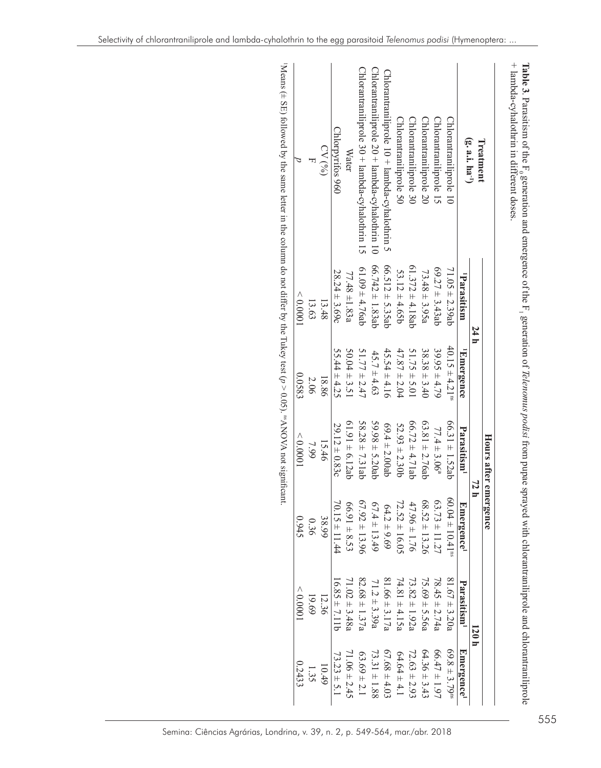**Table 3**. Parasitism of the $F_0$ generation and emergence of the $F_1$ generation of *Telenomus podisi* from pupae sprayed with chlorantraniliprole and chlorantraniliprole + lambda-cyhalothrin in different doses.

| Treatment (g. a.i. ha$^{-1}$) | Hours after emergence | | | | | |
|---|---|---|---|---|---|---|
| | 24 h | | 72 h | | 120 h | |
| | [1]Parasitism | [1]Emergence | Parasitism[1] | Emergence[1] | Parasitism[1] | Emergence[1] |
| Chlorantraniliprole 10 | 71.05 ± 2.39ab | 40.15 ± 4.21[ns] | 66.31 ± 1.52ab | 60.04 ± 10.41[ns] | 81.67 ± 3.20a | 69.8 ± 3.79[ns] |
| Chlorantraniliprole 15 | 69.27 ± 3.43ab | 39.95 ± 4.79 | 77.4 ± 3.06[a] | 63.73 ± 11.27 | 78.45 ± 2.74a | 66.47 ± 1.97 |
| Chlorantraniliprole 20 | 73.48 ± 3.95a | 38.38 ± 3.40 | 63.81 ± 2.76ab | 68.52 ± 13.26 | 75.69 ± 5.56a | 64.36 ± 3.43 |
| Chlorantraniliprole 30 | 61.372 ± 4.18ab | 51.75 ± 5.01 | 66.72 ± 4.71ab | 47.96 ± 1.76 | 73.82 ± 1.92a | 72.63 ± 2.93 |
| Chlorantraniliprole 50 | 53.12 ± 4.65b | 47.87 ± 2.04 | 52.93 ± 2.30b | 72.52 ± 16.05 | 74.81 ± 4.15a | 64.64 ± 4.1 |
| Chlorantraniliprole 10 + lambda-cyhalothrin 5 | 66.512 ± 5.35ab | 45.54 ± 4.16 | 69.4 ± 2.00ab | 64.2 ± 9.69 | 81.66 ± 3.17a | 67.68 ± 4.03 |
| Chlorantraniliprole 20 + lambda-cyhalothrin 10 | 66.742 ± 1.83ab | 45.7 ± 4.63 | 59.98 ± 5.20ab | 67.4 ± 13.49 | 71.2 ± 3.39a | 73.31 ± 1.88 |
| Chlorantraniliprole 30 + lambda-cyhalothrin 15 | 61.09 ± 4.76ab | 51.77 ± 2.47 | 58.28 ± 7.31ab | 67.92 ± 13.96 | 82.68 ± 1.37a | 63.69 ± 2.1 |
| Water | 77.48 ± 1.83a | 50.04 ± 3.51 | 61.91 ± 6.12ab | 66.91 ± 8.53 | 71.02 ± 3.48a | 71.06 ± 2.45 |
| Chlorpyrifos 960 | 28.24 ± 3.69c | 55.44 ± 4.25 | 29.12 ± 0.83c | 70.15 ± 11.44 | 16.85 ± 7.11b | 73.23 ± 5.1 |
| CV (%) | 13.48 | 18.86 | 15.46 | 38.99 | 12.36 | 10.49 |
| F | 13.63 | 2.06 | 7.99 | 0.36 | 19.69 | 1.35 |
| *p* | < 0.0001 | 0.0583 | < 0.0001 | 0.945 | < 0.0001 | 0.2433 |

[1]Means (± SE) followed by the same letter in the column do not differ by the Tukey test ($p > 0.05$). [ns]ANOVA not significant.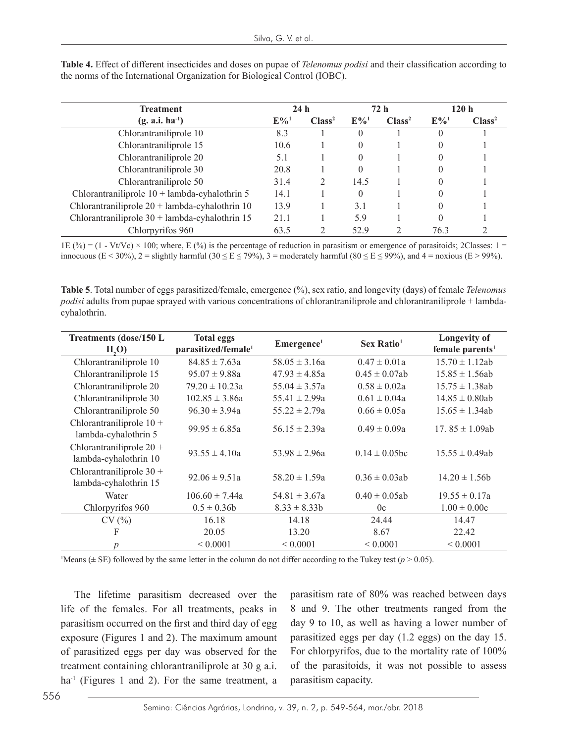**Table 4.** Effect of different insecticides and doses on pupae of *Telenomus podisi* and their classification according to the norms of the International Organization for Biological Control (IOBC).

| Treatment | 24 h | | 72 h | | 120 h | |
|---|---|---|---|---|---|---|
| (g. a.i. $ha^{-1}$) | E%[1] | Class[2] | E%[1] | Class[2] | E%[1] | Class[2] |
| Chlorantraniliprole 10 | 8.3 | 1 | 0 | 1 | 0 | 1 |
| Chlorantraniliprole 15 | 10.6 | 1 | 0 | 1 | 0 | 1 |
| Chlorantraniliprole 20 | 5.1 | 1 | 0 | 1 | 0 | 1 |
| Chlorantraniliprole 30 | 20.8 | 1 | 0 | 1 | 0 | 1 |
| Chlorantraniliprole 50 | 31.4 | 2 | 14.5 | 1 | 0 | 1 |
| Chlorantraniliprole 10 + lambda-cyhalothrin 5 | 14.1 | 1 | 0 | 1 | 0 | 1 |
| Chlorantraniliprole 20 + lambda-cyhalothrin 10 | 13.9 | 1 | 3.1 | 1 | 0 | 1 |
| Chlorantraniliprole 30 + lambda-cyhalothrin 15 | 21.1 | 1 | 5.9 | 1 | 0 | 1 |
| Chlorpyrifos 960 | 63.5 | 2 | 52.9 | 2 | 76.3 | 2 |

1E (%) = (1 - Vt/Vc) × 100; where, E (%) is the percentage of reduction in parasitism or emergence of parasitoids; 2Classes: 1 = innocuous (E < 30%), 2 = slightly harmful (30 ≤ E ≤ 79%), 3 = moderately harmful (80 ≤ E ≤ 99%), and 4 = noxious (E > 99%).

**Table 5**. Total number of eggs parasitized/female, emergence (%), sex ratio, and longevity (days) of female *Telenomus podisi* adults from pupae sprayed with various concentrations of chlorantraniliprole and chlorantraniliprole + lambda-cyhalothrin.

| Treatments (dose/150 L $H_2O$) | Total eggs parasitized/female[1] | Emergence[1] | Sex Ratio[1] | Longevity of female parents[1] |
|---|---|---|---|---|
| Chlorantraniliprole 10 | 84.85 ± 7.63a | 58.05 ± 3.16a | 0.47 ± 0.01a | 15.70 ± 1.12ab |
| Chlorantraniliprole 15 | 95.07 ± 9.88a | 47.93 ± 4.85a | 0.45 ± 0.07ab | 15.85 ± 1.56ab |
| Chlorantraniliprole 20 | 79.20 ± 10.23a | 55.04 ± 3.57a | 0.58 ± 0.02a | 15.75 ± 1.38ab |
| Chlorantraniliprole 30 | 102.85 ± 3.86a | 55.41 ± 2.99a | 0.61 ± 0.04a | 14.85 ± 0.80ab |
| Chlorantraniliprole 50 | 96.30 ± 3.94a | 55.22 ± 2.79a | 0.66 ± 0.05a | 15.65 ± 1.34ab |
| Chlorantraniliprole 10 + lambda-cyhalothrin 5 | 99.95 ± 6.85a | 56.15 ± 2.39a | 0.49 ± 0.09a | 17. 85 ± 1.09ab |
| Chlorantraniliprole 20 + lambda-cyhalothrin 10 | 93.55 ± 4.10a | 53.98 ± 2.96a | 0.14 ± 0.05bc | 15.55 ± 0.49ab |
| Chlorantraniliprole 30 + lambda-cyhalothrin 15 | 92.06 ± 9.51a | 58.20 ± 1.59a | 0.36 ± 0.03ab | 14.20 ± 1.56b |
| Water | 106.60 ± 7.44a | 54.81 ± 3.67a | 0.40 ± 0.05ab | 19.55 ± 0.17a |
| Chlorpyrifos 960 | 0.5 ± 0.36b | 8.33 ± 8.33b | 0c | 1.00 ± 0.00c |
| CV (%) | 16.18 | 14.18 | 24.44 | 14.47 |
| F | 20.05 | 13.20 | 8.67 | 22.42 |
| *p* | < 0.0001 | < 0.0001 | < 0.0001 | < 0.0001 |

[1]Means (± SE) followed by the same letter in the column do not differ according to the Tukey test ($p > 0.05$).

The lifetime parasitism decreased over the life of the females. For all treatments, peaks in parasitism occurred on the first and third day of egg exposure (Figures 1 and 2). The maximum amount of parasitized eggs per day was observed for the treatment containing chlorantraniliprole at 30 g a.i. $ha^{-1}$ (Figures 1 and 2). For the same treatment, a parasitism rate of 80% was reached between days 8 and 9. The other treatments ranged from the day 9 to 10, as well as having a lower number of parasitized eggs per day (1.2 eggs) on the day 15. For chlorpyrifos, due to the mortality rate of 100% of the parasitoids, it was not possible to assess parasitism capacity.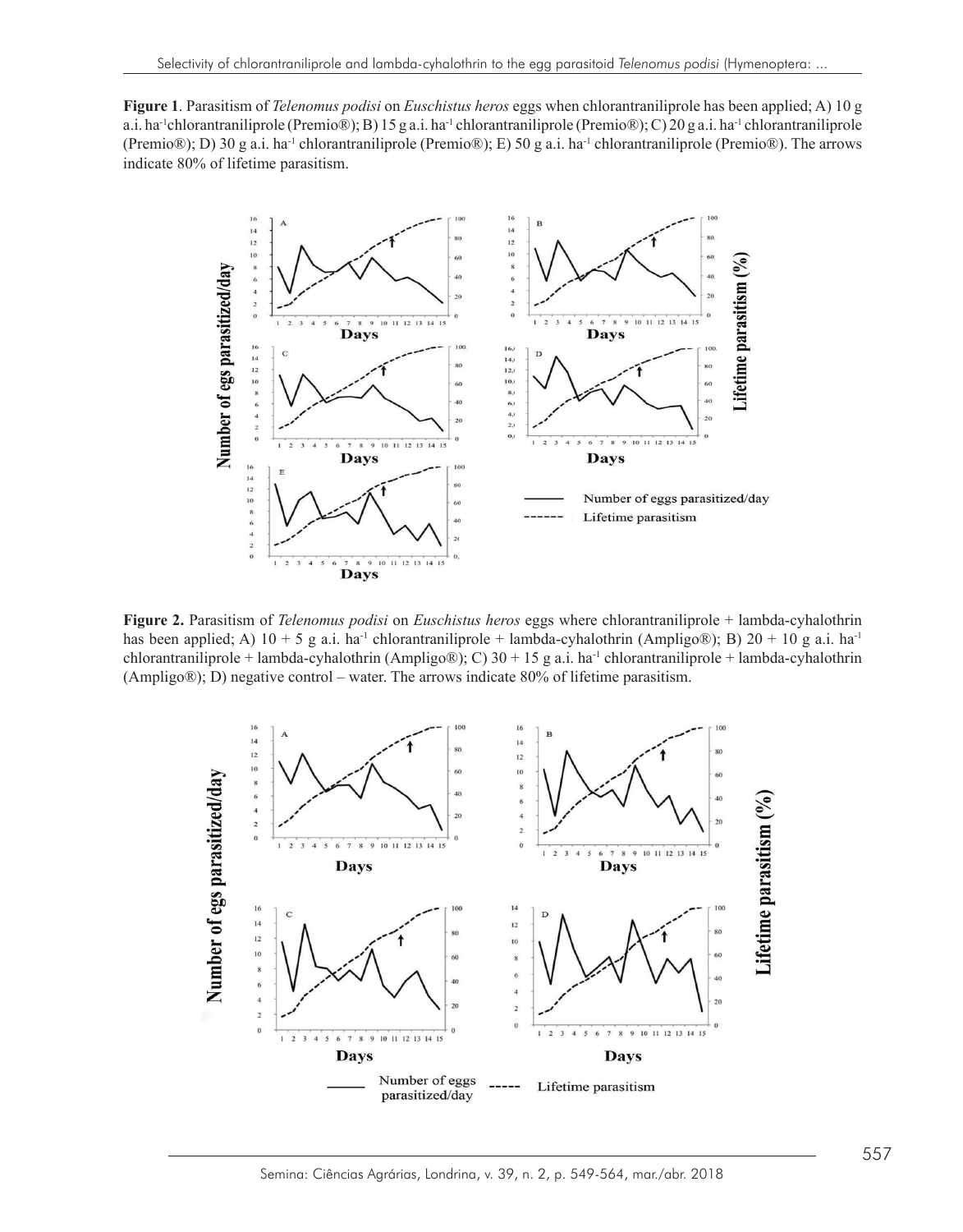**Figure 1**. Parasitism of *Telenomus podisi* on *Euschistus heros* eggs when chlorantraniliprole has been applied; A) 10 g a.i. ha$^{-1}$chlorantraniliprole (Premio®); B) 15 g a.i. ha$^{-1}$ chlorantraniliprole (Premio®); C) 20 g a.i. ha$^{-1}$ chlorantraniliprole (Premio®); D) 30 g a.i. ha$^{-1}$ chlorantraniliprole (Premio®); E) 50 g a.i. ha$^{-1}$ chlorantraniliprole (Premio®). The arrows indicate 80% of lifetime parasitism.

**Figure 2.** Parasitism of *Telenomus podisi* on *Euschistus heros* eggs where chlorantraniliprole + lambda-cyhalothrin has been applied; A) 10 + 5 g a.i. ha$^{-1}$ chlorantraniliprole + lambda-cyhalothrin (Ampligo®); B) 20 + 10 g a.i. ha$^{-1}$ chlorantraniliprole + lambda-cyhalothrin (Ampligo®); C) 30 + 15 g a.i. ha$^{-1}$ chlorantraniliprole + lambda-cyhalothrin (Ampligo®); D) negative control – water. The arrows indicate 80% of lifetime parasitism.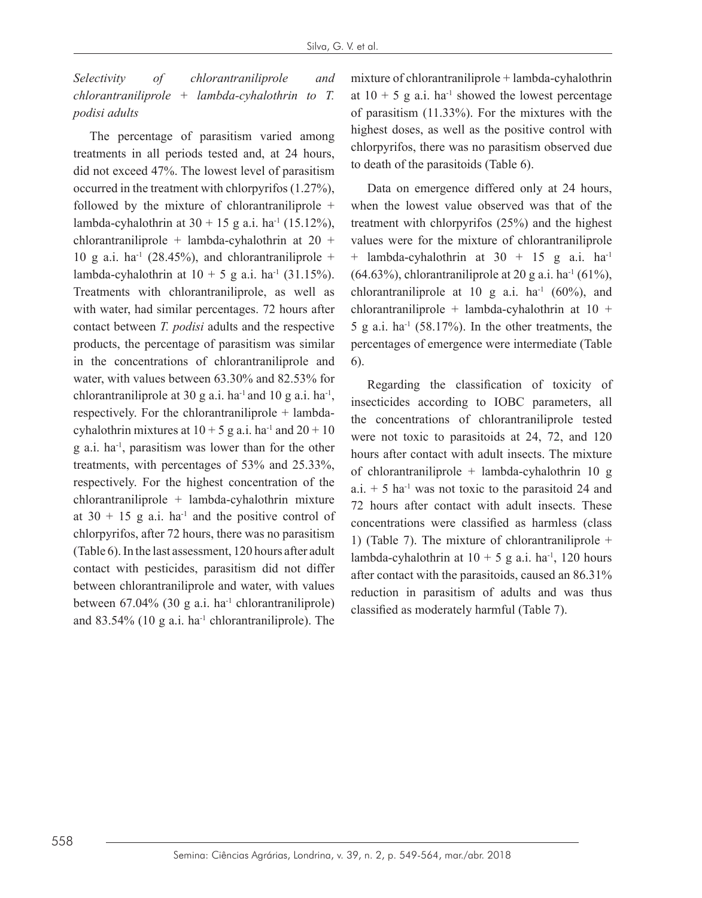*Selectivity of chlorantraniliprole and chlorantraniliprole + lambda-cyhalothrin to T. podisi adults*

The percentage of parasitism varied among treatments in all periods tested and, at 24 hours, did not exceed 47%. The lowest level of parasitism occurred in the treatment with chlorpyrifos (1.27%), followed by the mixture of chlorantraniliprole + lambda-cyhalothrin at 30 + 15 g a.i. $ha^{-1}$ (15.12%), chlorantraniliprole + lambda-cyhalothrin at 20 + 10 g a.i. $ha^{-1}$ (28.45%), and chlorantraniliprole + lambda-cyhalothrin at 10 + 5 g a.i. $ha^{-1}$ (31.15%). Treatments with chlorantraniliprole, as well as with water, had similar percentages. 72 hours after contact between *T. podisi* adults and the respective products, the percentage of parasitism was similar in the concentrations of chlorantraniliprole and water, with values between 63.30% and 82.53% for chlorantraniliprole at 30 g a.i. $ha^{-1}$ and 10 g a.i. $ha^{-1}$, respectively. For the chlorantraniliprole + lambda-cyhalothrin mixtures at 10 + 5 g a.i. $ha^{-1}$ and 20 + 10 g a.i. $ha^{-1}$, parasitism was lower than for the other treatments, with percentages of 53% and 25.33%, respectively. For the highest concentration of the chlorantraniliprole + lambda-cyhalothrin mixture at 30 + 15 g a.i. $ha^{-1}$ and the positive control of chlorpyrifos, after 72 hours, there was no parasitism (Table 6). In the last assessment, 120 hours after adult contact with pesticides, parasitism did not differ between chlorantraniliprole and water, with values between 67.04% (30 g a.i. $ha^{-1}$ chlorantraniliprole) and 83.54% (10 g a.i. $ha^{-1}$ chlorantraniliprole). The mixture of chlorantraniliprole + lambda-cyhalothrin at 10 + 5 g a.i. $ha^{-1}$ showed the lowest percentage of parasitism (11.33%). For the mixtures with the highest doses, as well as the positive control with chlorpyrifos, there was no parasitism observed due to death of the parasitoids (Table 6).

Data on emergence differed only at 24 hours, when the lowest value observed was that of the treatment with chlorpyrifos (25%) and the highest values were for the mixture of chlorantraniliprole + lambda-cyhalothrin at 30 + 15 g a.i. $ha^{-1}$ (64.63%), chlorantraniliprole at 20 g a.i. $ha^{-1}$ (61%), chlorantraniliprole at 10 g a.i. $ha^{-1}$ (60%), and chlorantraniliprole + lambda-cyhalothrin at 10 + 5 g a.i. $ha^{-1}$ (58.17%). In the other treatments, the percentages of emergence were intermediate (Table 6).

Regarding the classification of toxicity of insecticides according to IOBC parameters, all the concentrations of chlorantraniliprole tested were not toxic to parasitoids at 24, 72, and 120 hours after contact with adult insects. The mixture of chlorantraniliprole + lambda-cyhalothrin 10 g a.i. + 5 $ha^{-1}$ was not toxic to the parasitoid 24 and 72 hours after contact with adult insects. These concentrations were classified as harmless (class 1) (Table 7). The mixture of chlorantraniliprole + lambda-cyhalothrin at 10 + 5 g a.i. $ha^{-1}$, 120 hours after contact with the parasitoids, caused an 86.31% reduction in parasitism of adults and was thus classified as moderately harmful (Table 7).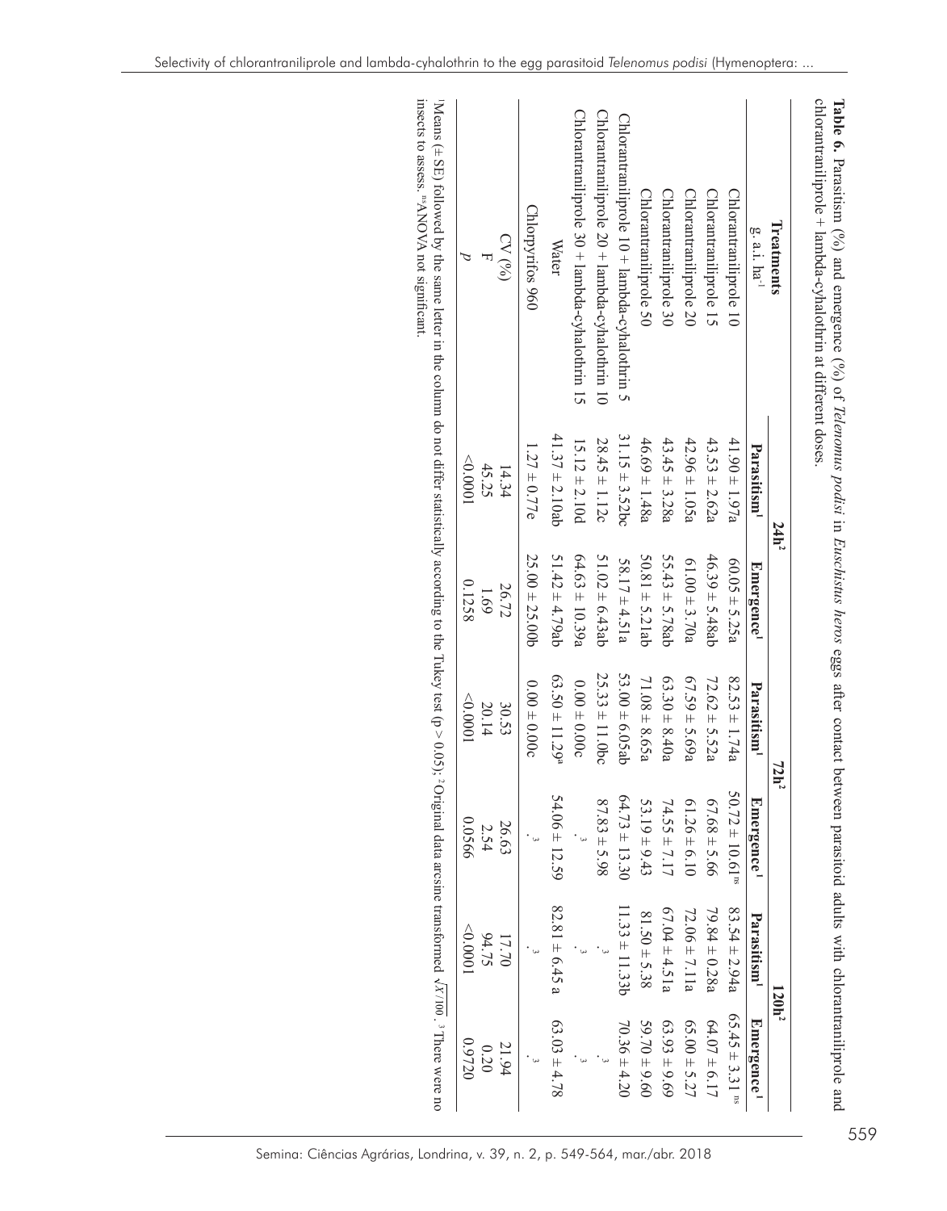**Table 6.** Parasitism (%) and emergence (%) of *Telenomus podisi* in *Euschistus heros* eggs after contact between parasitoid adults with chlorantraniliprole and chlorantraniliprole + lambda-cyhalothrin at different doses.

| Treatments | 24h[2] | | 72h[2] | | 120h[2] | |
|---|---|---|---|---|---|---|
| g. a.i. ha[-1] | Parasitism[1] | Emergence[1] | Parasitism[1] | Emergence[1] | Parasitism[1] | Emergence[1] |
| Chlorantraniliprole 10 | 41.90 ± 1.97a | 60.05 ± 5.25a | 82.53 ± 1.74a | 50.72 ± 10.61[ns] | 83.54 ± 2.94a | 65.45 ± 3.31[ns] |
| Chlorantraniliprole 15 | 43.53 ± 2.62a | 46.39 ± 5.48ab | 72.62 ± 5.52a | 67.68 ± 5.66 | 79.84 ± 0.28a | 64.07 ± 6.17 |
| Chlorantraniliprole 20 | 42.96 ± 1.05a | 61.00 ± 3.70a | 67.59 ± 5.69a | 61.26 ± 6.10 | 72.06 ± 7.11a | 65.00 ± 5.27 |
| Chlorantraniliprole 30 | 43.45 ± 3.28a | 55.43 ± 5.78ab | 63.30 ± 8.40a | 74.55 ± 7.17 | 67.04 ± 4.51a | 63.93 ± 9.69 |
| Chlorantraniliprole 50 | 46.69 ± 1.48a | 50.81 ± 5.21ab | 71.08 ± 8.65a | 53.19 ± 9.43 | 81.50 ± 5.38 | 59.70 ± 9.60 |
| Chlorantraniliprole 10 + lambda-cyhalothrin 5 | 31.15 ± 3.52bc | 58.17 ± 4.51a | 53.00 ± 6.05ab | 64.73 ± 13.30 | 11.33 ± 11.33b | 70.36 ± 4.20 |
| Chlorantraniliprole 20 + lambda-cyhalothrin 10 | 28.45 ± 1.12c | 51.02 ± 6.43ab | 25.33 ± 11.0bc | 87.83 ± 5.98 | -[3] | -[3] |
| Chlorantraniliprole 30 + lambda-cyhalothrin 15 | 15.12 ± 2.10d | 64.63 ± 10.39a | 0.00 ± 0.00c | -[3] | -[3] | -[3] |
| Water | 41.37 ± 2.10ab | 51.42 ± 4.79ab | 63.50 ± 11.29a | 54.06 ± 12.59 | 82.81 ± 6.45 a | 63.03 ± 4.78 |
| Chlorpyrifos 960 | 1.27 ± 0.77e | 25.00 ± 25.00b | 0.00 ± 0.00c | -[3] | -[3] | -[3] |
| CV (%) | 14.34 | 26.72 | 30.53 | 26.63 | 17.70 | 21.94 |
| F | 45.25 | 1.69 | 20.14 | 2.54 | 94.75 | 0.20 |
| *p* | <0.0001 | 0.1258 | <0.0001 | 0.0566 | <0.0001 | 0.9720 |

[1]Means (± SE) followed by the same letter in the column do not differ statistically according to the Tukey test ($p > 0.05$); [2]Original data arcsine transformed $\sqrt{X/100}$. [3]There were no insects to assess. [ns]ANOVA not significant.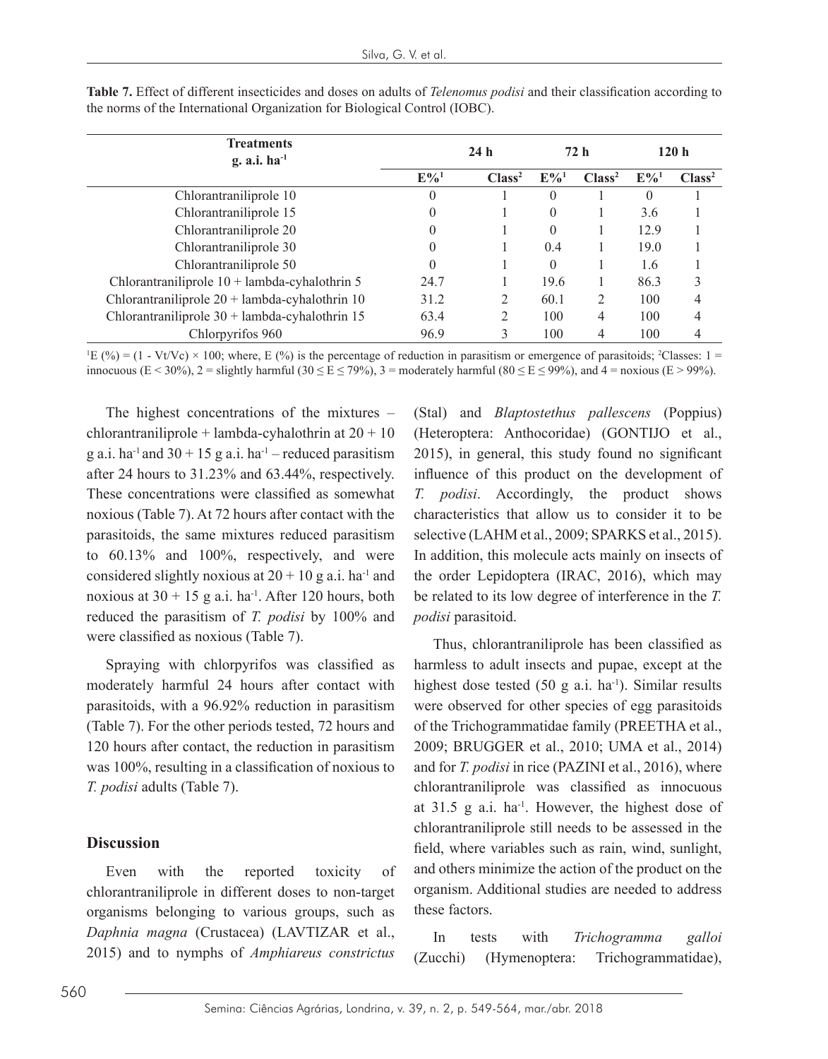**Table 7.** Effect of different insecticides and doses on adults of *Telenomus podisi* and their classification according to the norms of the International Organization for Biological Control (IOBC).

| Treatments g. a.i. $ha^{-1}$ | 24 h | | 72 h | | 120 h | |
|---|---|---|---|---|---|---|
| | E%[1] | Class[2] | E%[1] | Class[2] | E%[1] | Class[2] |
| Chlorantraniliprole 10 | 0 | 1 | 0 | 1 | 0 | 1 |
| Chlorantraniliprole 15 | 0 | 1 | 0 | 1 | 3.6 | 1 |
| Chlorantraniliprole 20 | 0 | 1 | 0 | 1 | 12.9 | 1 |
| Chlorantraniliprole 30 | 0 | 1 | 0.4 | 1 | 19.0 | 1 |
| Chlorantraniliprole 50 | 0 | 1 | 0 | 1 | 1.6 | 1 |
| Chlorantraniliprole 10 + lambda-cyhalothrin 5 | 24.7 | 1 | 19.6 | 1 | 86.3 | 3 |
| Chlorantraniliprole 20 + lambda-cyhalothrin 10 | 31.2 | 2 | 60.1 | 2 | 100 | 4 |
| Chlorantraniliprole 30 + lambda-cyhalothrin 15 | 63.4 | 2 | 100 | 4 | 100 | 4 |
| Chlorpyrifos 960 | 96.9 | 3 | 100 | 4 | 100 | 4 |

[1]E (%) = (1 - Vt/Vc) × 100; where, E (%) is the percentage of reduction in parasitism or emergence of parasitoids; [2]Classes: 1 = innocuous (E < 30%), 2 = slightly harmful (30 ≤ E ≤ 79%), 3 = moderately harmful (80 ≤ E ≤ 99%), and 4 = noxious (E > 99%).

The highest concentrations of the mixtures – chlorantraniliprole + lambda-cyhalothrin at 20 + 10 g a.i. $ha^{-1}$ and 30 + 15 g a.i. $ha^{-1}$ – reduced parasitism after 24 hours to 31.23% and 63.44%, respectively. These concentrations were classified as somewhat noxious (Table 7). At 72 hours after contact with the parasitoids, the same mixtures reduced parasitism to 60.13% and 100%, respectively, and were considered slightly noxious at 20 + 10 g a.i. $ha^{-1}$ and noxious at 30 + 15 g a.i. $ha^{-1}$. After 120 hours, both reduced the parasitism of *T. podisi* by 100% and were classified as noxious (Table 7).

Spraying with chlorpyrifos was classified as moderately harmful 24 hours after contact with parasitoids, with a 96.92% reduction in parasitism (Table 7). For the other periods tested, 72 hours and 120 hours after contact, the reduction in parasitism was 100%, resulting in a classification of noxious to *T. podisi* adults (Table 7).

## Discussion

Even with the reported toxicity of chlorantraniliprole in different doses to non-target organisms belonging to various groups, such as *Daphnia magna* (Crustacea) (LAVTIZAR et al., 2015) and to nymphs of *Amphiareus constrictus* (Stal) and *Blaptostethus pallescens* (Poppius) (Heteroptera: Anthocoridae) (GONTIJO et al., 2015), in general, this study found no significant influence of this product on the development of *T. podisi*. Accordingly, the product shows characteristics that allow us to consider it to be selective (LAHM et al., 2009; SPARKS et al., 2015). In addition, this molecule acts mainly on insects of the order Lepidoptera (IRAC, 2016), which may be related to its low degree of interference in the *T. podisi* parasitoid.

Thus, chlorantraniliprole has been classified as harmless to adult insects and pupae, except at the highest dose tested (50 g a.i. $ha^{-1}$). Similar results were observed for other species of egg parasitoids of the Trichogrammatidae family (PREETHA et al., 2009; BRUGGER et al., 2010; UMA et al., 2014) and for *T. podisi* in rice (PAZINI et al., 2016), where chlorantraniliprole was classified as innocuous at 31.5 g a.i. $ha^{-1}$. However, the highest dose of chlorantraniliprole still needs to be assessed in the field, where variables such as rain, wind, sunlight, and others minimize the action of the product on the organism. Additional studies are needed to address these factors.

In tests with *Trichogramma galloi* (Zucchi) (Hymenoptera: Trichogrammatidae),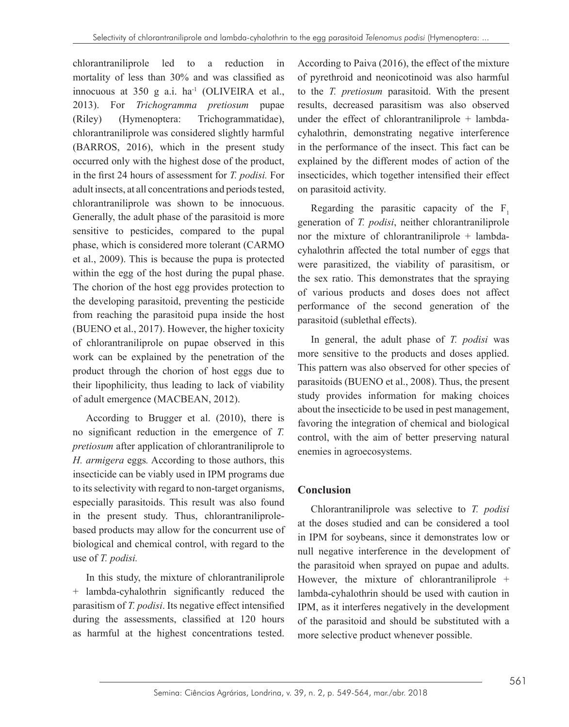chlorantraniliprole led to a reduction in mortality of less than 30% and was classified as innocuous at 350 g a.i. ha$^{-1}$ (OLIVEIRA et al., 2013). For *Trichogramma pretiosum* pupae (Riley) (Hymenoptera: Trichogrammatidae), chlorantraniliprole was considered slightly harmful (BARROS, 2016), which in the present study occurred only with the highest dose of the product, in the first 24 hours of assessment for *T. podisi.* For adult insects, at all concentrations and periods tested, chlorantraniliprole was shown to be innocuous. Generally, the adult phase of the parasitoid is more sensitive to pesticides, compared to the pupal phase, which is considered more tolerant (CARMO et al., 2009). This is because the pupa is protected within the egg of the host during the pupal phase. The chorion of the host egg provides protection to the developing parasitoid, preventing the pesticide from reaching the parasitoid pupa inside the host (BUENO et al., 2017). However, the higher toxicity of chlorantraniliprole on pupae observed in this work can be explained by the penetration of the product through the chorion of host eggs due to their lipophilicity, thus leading to lack of viability of adult emergence (MACBEAN, 2012).

According to Brugger et al. (2010), there is no significant reduction in the emergence of *T. pretiosum* after application of chlorantraniliprole to *H. armigera* eggs*.* According to those authors, this insecticide can be viably used in IPM programs due to its selectivity with regard to non-target organisms, especially parasitoids. This result was also found in the present study. Thus, chlorantraniliprole-based products may allow for the concurrent use of biological and chemical control, with regard to the use of *T. podisi.*

In this study, the mixture of chlorantraniliprole + lambda-cyhalothrin significantly reduced the parasitism of *T. podisi*. Its negative effect intensified during the assessments, classified at 120 hours as harmful at the highest concentrations tested. According to Paiva (2016), the effect of the mixture of pyrethroid and neonicotinoid was also harmful to the *T. pretiosum* parasitoid. With the present results, decreased parasitism was also observed under the effect of chlorantraniliprole + lambda-cyhalothrin, demonstrating negative interference in the performance of the insect. This fact can be explained by the different modes of action of the insecticides, which together intensified their effect on parasitoid activity.

Regarding the parasitic capacity of the $F_1$ generation of *T. podisi*, neither chlorantraniliprole nor the mixture of chlorantraniliprole + lambda-cyhalothrin affected the total number of eggs that were parasitized, the viability of parasitism, or the sex ratio. This demonstrates that the spraying of various products and doses does not affect performance of the second generation of the parasitoid (sublethal effects).

In general, the adult phase of *T. podisi* was more sensitive to the products and doses applied. This pattern was also observed for other species of parasitoids (BUENO et al., 2008). Thus, the present study provides information for making choices about the insecticide to be used in pest management, favoring the integration of chemical and biological control, with the aim of better preserving natural enemies in agroecosystems.

## Conclusion

Chlorantraniliprole was selective to *T. podisi* at the doses studied and can be considered a tool in IPM for soybeans, since it demonstrates low or null negative interference in the development of the parasitoid when sprayed on pupae and adults. However, the mixture of chlorantraniliprole + lambda-cyhalothrin should be used with caution in IPM, as it interferes negatively in the development of the parasitoid and should be substituted with a more selective product whenever possible.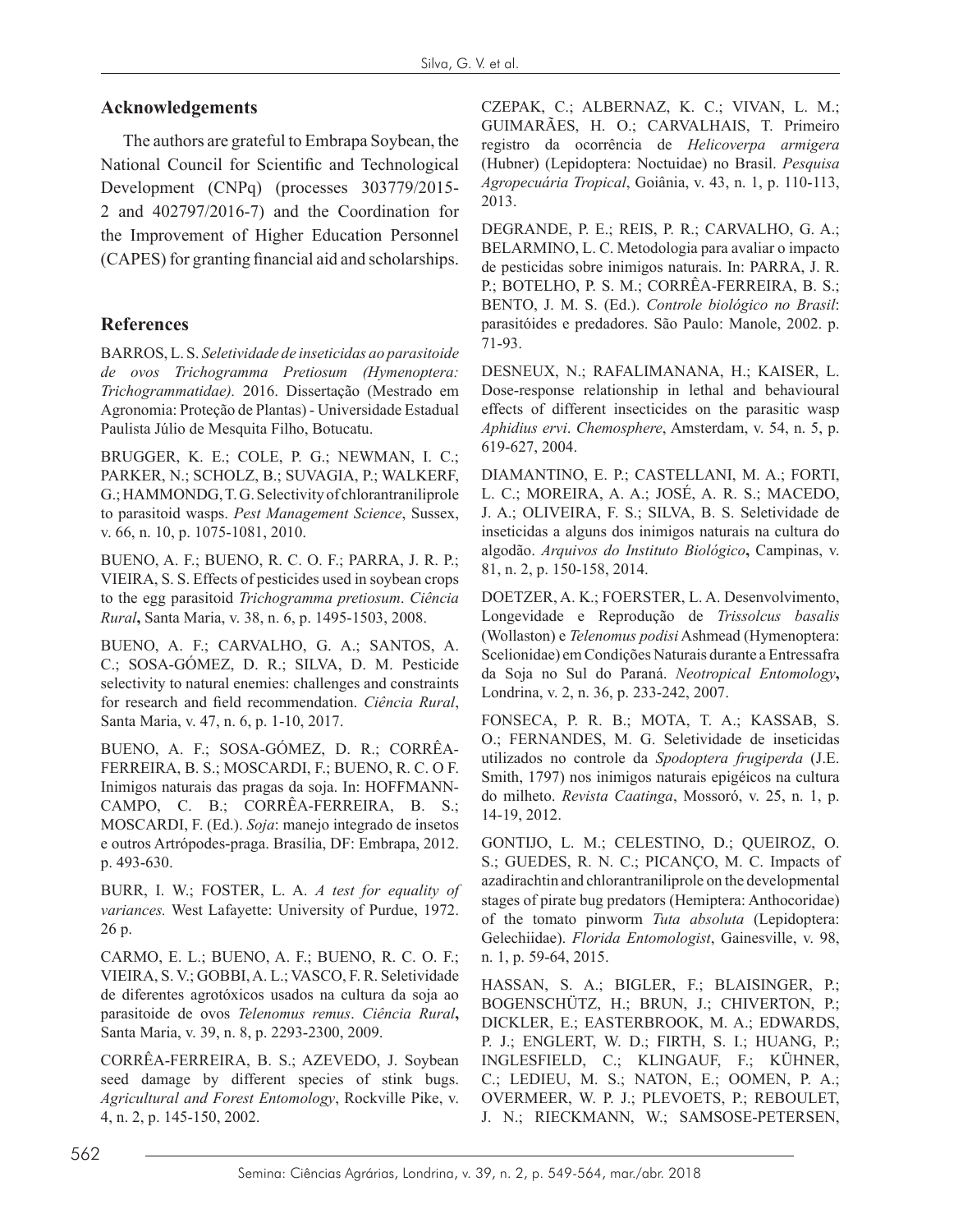## Acknowledgements

The authors are grateful to Embrapa Soybean, the National Council for Scientific and Technological Development (CNPq) (processes 303779/2015-2 and 402797/2016-7) and the Coordination for the Improvement of Higher Education Personnel (CAPES) for granting financial aid and scholarships.

## References

BARROS, L. S. *Seletividade de inseticidas ao parasitoide de ovos Trichogramma Pretiosum (Hymenoptera: Trichogrammatidae).* 2016. Dissertação (Mestrado em Agronomia: Proteção de Plantas) - Universidade Estadual Paulista Júlio de Mesquita Filho, Botucatu.

BRUGGER, K. E.; COLE, P. G.; NEWMAN, I. C.; PARKER, N.; SCHOLZ, B.; SUVAGIA, P.; WALKERF, G.; HAMMONDG, T. G. Selectivity of chlorantraniliprole to parasitoid wasps. *Pest Management Science*, Sussex, v. 66, n. 10, p. 1075-1081, 2010.

BUENO, A. F.; BUENO, R. C. O. F.; PARRA, J. R. P.; VIEIRA, S. S. Effects of pesticides used in soybean crops to the egg parasitoid *Trichogramma pretiosum*. *Ciência Rural***,** Santa Maria, v. 38, n. 6, p. 1495-1503, 2008.

BUENO, A. F.; CARVALHO, G. A.; SANTOS, A. C.; SOSA-GÓMEZ, D. R.; SILVA, D. M. Pesticide selectivity to natural enemies: challenges and constraints for research and field recommendation. *Ciência Rural*, Santa Maria, v. 47, n. 6, p. 1-10, 2017.

BUENO, A. F.; SOSA-GÓMEZ, D. R.; CORRÊA-FERREIRA, B. S.; MOSCARDI, F.; BUENO, R. C. O F. Inimigos naturais das pragas da soja. In: HOFFMANN-CAMPO, C. B.; CORRÊA-FERREIRA, B. S.; MOSCARDI, F. (Ed.). *Soja*: manejo integrado de insetos e outros Artrópodes-praga. Brasília, DF: Embrapa, 2012. p. 493-630.

BURR, I. W.; FOSTER, L. A. *A test for equality of variances.* West Lafayette: University of Purdue, 1972. 26 p.

CARMO, E. L.; BUENO, A. F.; BUENO, R. C. O. F.; VIEIRA, S. V.; GOBBI, A. L.; VASCO, F. R. Seletividade de diferentes agrotóxicos usados na cultura da soja ao parasitoide de ovos *Telenomus remus*. *Ciência Rural***,** Santa Maria, v. 39, n. 8, p. 2293-2300, 2009.

CORRÊA-FERREIRA, B. S.; AZEVEDO, J. Soybean seed damage by different species of stink bugs. *Agricultural and Forest Entomology*, Rockville Pike, v. 4, n. 2, p. 145-150, 2002.

CZEPAK, C.; ALBERNAZ, K. C.; VIVAN, L. M.; GUIMARÃES, H. O.; CARVALHAIS, T. Primeiro registro da ocorrência de *Helicoverpa armigera* (Hubner) (Lepidoptera: Noctuidae) no Brasil. *Pesquisa Agropecuária Tropical*, Goiânia, v. 43, n. 1, p. 110-113, 2013.

DEGRANDE, P. E.; REIS, P. R.; CARVALHO, G. A.; BELARMINO, L. C. Metodologia para avaliar o impacto de pesticidas sobre inimigos naturais. In: PARRA, J. R. P.; BOTELHO, P. S. M.; CORRÊA-FERREIRA, B. S.; BENTO, J. M. S. (Ed.). *Controle biológico no Brasil*: parasitóides e predadores. São Paulo: Manole, 2002. p. 71-93.

DESNEUX, N.; RAFALIMANANA, H.; KAISER, L. Dose-response relationship in lethal and behavioural effects of different insecticides on the parasitic wasp *Aphidius ervi*. *Chemosphere*, Amsterdam, v. 54, n. 5, p. 619-627, 2004.

DIAMANTINO, E. P.; CASTELLANI, M. A.; FORTI, L. C.; MOREIRA, A. A.; JOSÉ, A. R. S.; MACEDO, J. A.; OLIVEIRA, F. S.; SILVA, B. S. Seletividade de inseticidas a alguns dos inimigos naturais na cultura do algodão. *Arquivos do Instituto Biológico***,** Campinas, v. 81, n. 2, p. 150-158, 2014.

DOETZER, A. K.; FOERSTER, L. A. Desenvolvimento, Longevidade e Reprodução de *Trissolcus basalis* (Wollaston) e *Telenomus podisi* Ashmead (Hymenoptera: Scelionidae) em Condições Naturais durante a Entressafra da Soja no Sul do Paraná. *Neotropical Entomology***,** Londrina, v. 2, n. 36, p. 233-242, 2007.

FONSECA, P. R. B.; MOTA, T. A.; KASSAB, S. O.; FERNANDES, M. G. Seletividade de inseticidas utilizados no controle da *Spodoptera frugiperda* (J.E. Smith, 1797) nos inimigos naturais epigéicos na cultura do milheto. *Revista Caatinga*, Mossoró, v. 25, n. 1, p. 14-19, 2012.

GONTIJO, L. M.; CELESTINO, D.; QUEIROZ, O. S.; GUEDES, R. N. C.; PICANÇO, M. C. Impacts of azadirachtin and chlorantraniliprole on the developmental stages of pirate bug predators (Hemiptera: Anthocoridae) of the tomato pinworm *Tuta absoluta* (Lepidoptera: Gelechiidae). *Florida Entomologist*, Gainesville, v. 98, n. 1, p. 59-64, 2015.

HASSAN, S. A.; BIGLER, F.; BLAISINGER, P.; BOGENSCHÜTZ, H.; BRUN, J.; CHIVERTON, P.; DICKLER, E.; EASTERBROOK, M. A.; EDWARDS, P. J.; ENGLERT, W. D.; FIRTH, S. I.; HUANG, P.; INGLESFIELD, C.; KLINGAUF, F.; KÜHNER, C.; LEDIEU, M. S.; NATON, E.; OOMEN, P. A.; OVERMEER, W. P. J.; PLEVOETS, P.; REBOULET, J. N.; RIECKMANN, W.; SAMSOSE-PETERSEN,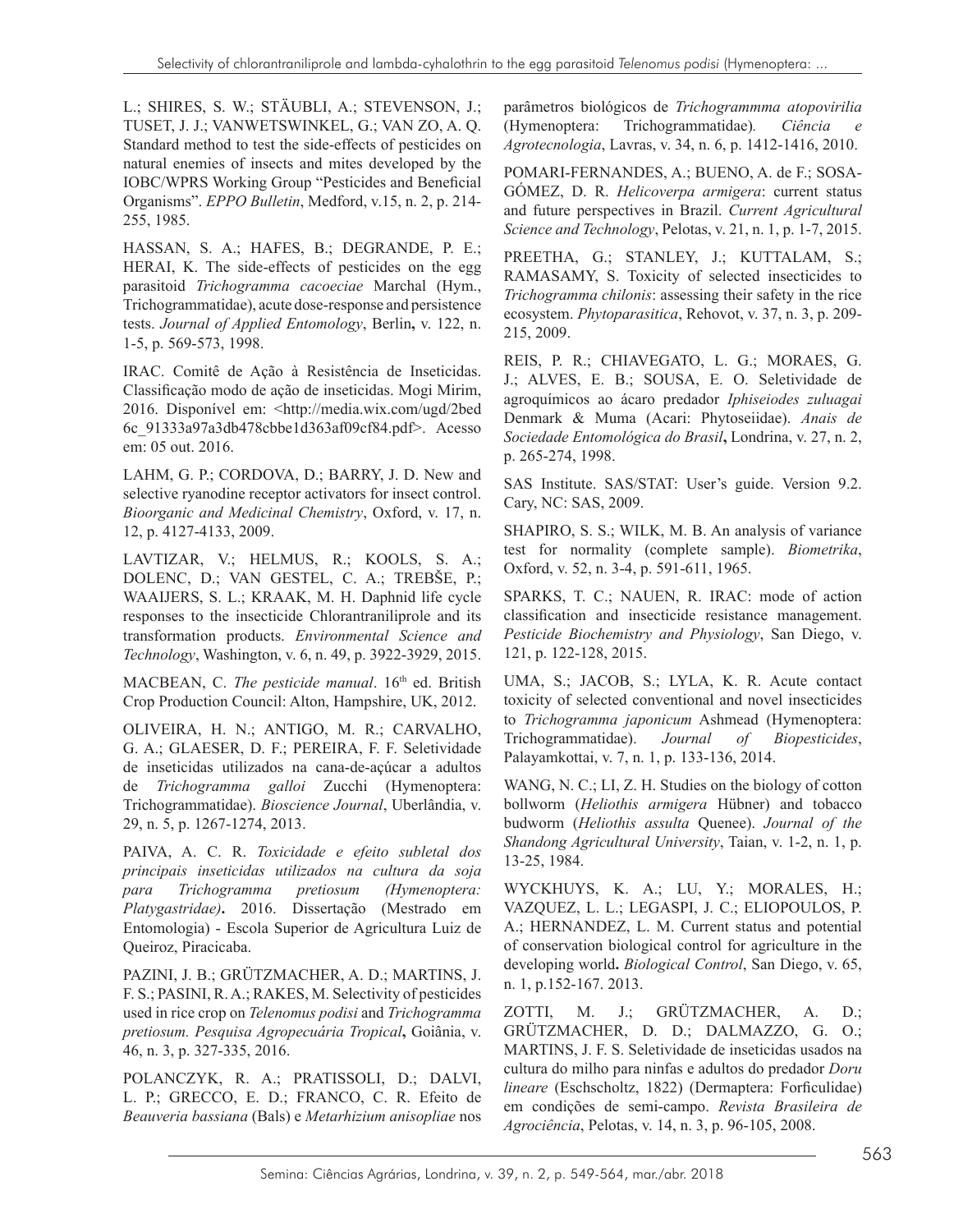L.; SHIRES, S. W.; STÄUBLI, A.; STEVENSON, J.; TUSET, J. J.; VANWETSWINKEL, G.; VAN ZO, A. Q. Standard method to test the side-effects of pesticides on natural enemies of insects and mites developed by the IOBC/WPRS Working Group "Pesticides and Beneficial Organisms". *EPPO Bulletin*, Medford, v.15, n. 2, p. 214-255, 1985.

HASSAN, S. A.; HAFES, B.; DEGRANDE, P. E.; HERAI, K. The side-effects of pesticides on the egg parasitoid *Trichogramma cacoeciae* Marchal (Hym., Trichogrammatidae), acute dose-response and persistence tests. *Journal of Applied Entomology*, Berlin**,** v. 122, n. 1-5, p. 569-573, 1998.

IRAC. Comitê de Ação à Resistência de Inseticidas. Classificação modo de ação de inseticidas. Mogi Mirim, 2016. Disponível em: <http://media.wix.com/ugd/2bed6c_91333a97a3db478cbbe1d363af09cf84.pdf>. Acesso em: 05 out. 2016.

LAHM, G. P.; CORDOVA, D.; BARRY, J. D. New and selective ryanodine receptor activators for insect control. *Bioorganic and Medicinal Chemistry*, Oxford, v. 17, n. 12, p. 4127-4133, 2009.

LAVTIZAR, V.; HELMUS, R.; KOOLS, S. A.; DOLENC, D.; VAN GESTEL, C. A.; TREBŠE, P.; WAAIJERS, S. L.; KRAAK, M. H. Daphnid life cycle responses to the insecticide Chlorantraniliprole and its transformation products. *Environmental Science and Technology*, Washington, v. 6, n. 49, p. 3922-3929, 2015.

MACBEAN, C. *The pesticide manual*. 16th ed. British Crop Production Council: Alton, Hampshire, UK, 2012.

OLIVEIRA, H. N.; ANTIGO, M. R.; CARVALHO, G. A.; GLAESER, D. F.; PEREIRA, F. F. Seletividade de inseticidas utilizados na cana-de-açúcar a adultos de *Trichogramma galloi* Zucchi (Hymenoptera: Trichogrammatidae). *Bioscience Journal*, Uberlândia, v. 29, n. 5, p. 1267-1274, 2013.

PAIVA, A. C. R. *Toxicidade e efeito subletal dos principais inseticidas utilizados na cultura da soja para Trichogramma pretiosum (Hymenoptera: Platygastridae)***.** 2016. Dissertação (Mestrado em Entomologia) - Escola Superior de Agricultura Luiz de Queiroz, Piracicaba.

PAZINI, J. B.; GRÜTZMACHER, A. D.; MARTINS, J. F. S.; PASINI, R. A.; RAKES, M. Selectivity of pesticides used in rice crop on *Telenomus podisi* and *Trichogramma pretiosum*. *Pesquisa Agropecuária Tropical***,** Goiânia, v. 46, n. 3, p. 327-335, 2016.

POLANCZYK, R. A.; PRATISSOLI, D.; DALVI, L. P.; GRECCO, E. D.; FRANCO, C. R. Efeito de *Beauveria bassiana* (Bals) e *Metarhizium anisopliae* nos parâmetros biológicos de *Trichogrammma atopovirilia* (Hymenoptera: Trichogrammatidae). *Ciência e Agrotecnologia*, Lavras, v. 34, n. 6, p. 1412-1416, 2010.

POMARI-FERNANDES, A.; BUENO, A. de F.; SOSA-GÓMEZ, D. R. *Helicoverpa armigera*: current status and future perspectives in Brazil. *Current Agricultural Science and Technology*, Pelotas, v. 21, n. 1, p. 1-7, 2015.

PREETHA, G.; STANLEY, J.; KUTTALAM, S.; RAMASAMY, S. Toxicity of selected insecticides to *Trichogramma chilonis*: assessing their safety in the rice ecosystem. *Phytoparasitica*, Rehovot, v. 37, n. 3, p. 209-215, 2009.

REIS, P. R.; CHIAVEGATO, L. G.; MORAES, G. J.; ALVES, E. B.; SOUSA, E. O. Seletividade de agroquímicos ao ácaro predador *Iphiseiodes zuluagai* Denmark & Muma (Acari: Phytoseiidae). *Anais de Sociedade Entomológica do Brasil***,** Londrina, v. 27, n. 2, p. 265-274, 1998.

SAS Institute. SAS/STAT: User's guide. Version 9.2. Cary, NC: SAS, 2009.

SHAPIRO, S. S.; WILK, M. B. An analysis of variance test for normality (complete sample). *Biometrika*, Oxford, v. 52, n. 3-4, p. 591-611, 1965.

SPARKS, T. C.; NAUEN, R. IRAC: mode of action classification and insecticide resistance management. *Pesticide Biochemistry and Physiology*, San Diego, v. 121, p. 122-128, 2015.

UMA, S.; JACOB, S.; LYLA, K. R. Acute contact toxicity of selected conventional and novel insecticides to *Trichogramma japonicum* Ashmead (Hymenoptera: Trichogrammatidae). *Journal of Biopesticides*, Palayamkottai, v. 7, n. 1, p. 133-136, 2014.

WANG, N. C.; LI, Z. H. Studies on the biology of cotton bollworm (*Heliothis armigera* Hübner) and tobacco budworm (*Heliothis assulta* Quenee). *Journal of the Shandong Agricultural University*, Taian, v. 1-2, n. 1, p. 13-25, 1984.

WYCKHUYS, K. A.; LU, Y.; MORALES, H.; VAZQUEZ, L. L.; LEGASPI, J. C.; ELIOPOULOS, P. A.; HERNANDEZ, L. M. Current status and potential of conservation biological control for agriculture in the developing world**.** *Biological Control*, San Diego, v. 65, n. 1, p.152-167. 2013.

ZOTTI, M. J.; GRÜTZMACHER, A. D.; GRÜTZMACHER, D. D.; DALMAZZO, G. O.; MARTINS, J. F. S. Seletividade de inseticidas usados na cultura do milho para ninfas e adultos do predador *Doru lineare* (Eschscholtz, 1822) (Dermaptera: Forficulidae) em condições de semi-campo. *Revista Brasileira de Agrociência*, Pelotas, v. 14, n. 3, p. 96-105, 2008.